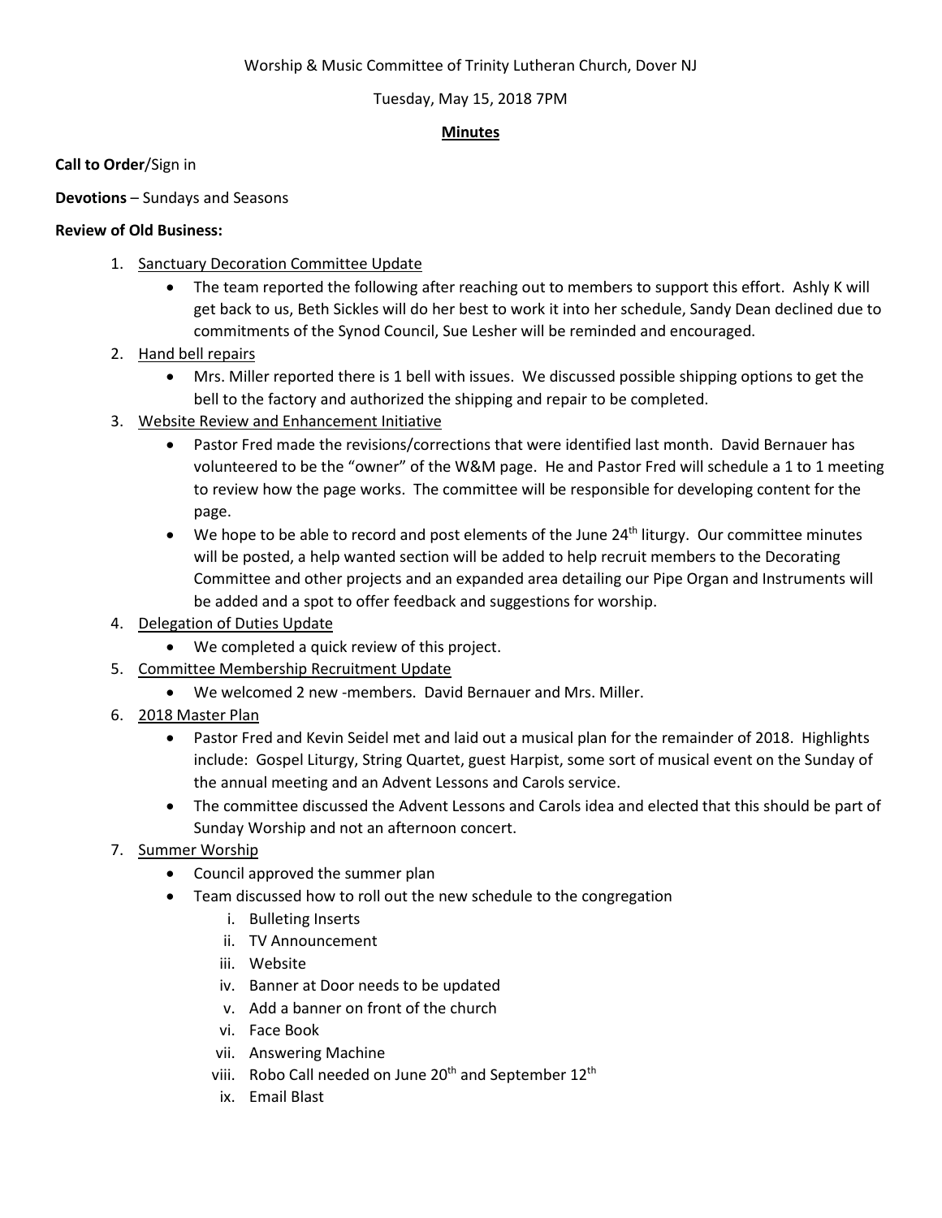Worship & Music Committee of Trinity Lutheran Church, Dover NJ

Tuesday, May 15, 2018 7PM

**Minutes**

**Call to Order**/Sign in

**Devotions** – Sundays and Seasons

**Review of Old Business:**

1. Sanctuary Decoration Committee Update
   - The team reported the following after reaching out to members to support this effort. Ashly K will get back to us, Beth Sickles will do her best to work it into her schedule, Sandy Dean declined due to commitments of the Synod Council, Sue Lesher will be reminded and encouraged.
2. Hand bell repairs
   - Mrs. Miller reported there is 1 bell with issues. We discussed possible shipping options to get the bell to the factory and authorized the shipping and repair to be completed.
3. Website Review and Enhancement Initiative
   - Pastor Fred made the revisions/corrections that were identified last month. David Bernauer has volunteered to be the "owner" of the W&M page. He and Pastor Fred will schedule a 1 to 1 meeting to review how the page works. The committee will be responsible for developing content for the page.
   - We hope to be able to record and post elements of the June 24th liturgy. Our committee minutes will be posted, a help wanted section will be added to help recruit members to the Decorating Committee and other projects and an expanded area detailing our Pipe Organ and Instruments will be added and a spot to offer feedback and suggestions for worship.
4. Delegation of Duties Update
   - We completed a quick review of this project.
5. Committee Membership Recruitment Update
   - We welcomed 2 new -members. David Bernauer and Mrs. Miller.
6. 2018 Master Plan
   - Pastor Fred and Kevin Seidel met and laid out a musical plan for the remainder of 2018. Highlights include: Gospel Liturgy, String Quartet, guest Harpist, some sort of musical event on the Sunday of the annual meeting and an Advent Lessons and Carols service.
   - The committee discussed the Advent Lessons and Carols idea and elected that this should be part of Sunday Worship and not an afternoon concert.
7. Summer Worship
   - Council approved the summer plan
   - Team discussed how to roll out the new schedule to the congregation
     1. Bulleting Inserts
     2. TV Announcement
     3. Website
     4. Banner at Door needs to be updated
     5. Add a banner on front of the church
     6. Face Book
     7. Answering Machine
     8. Robo Call needed on June 20th and September 12th
     9. Email Blast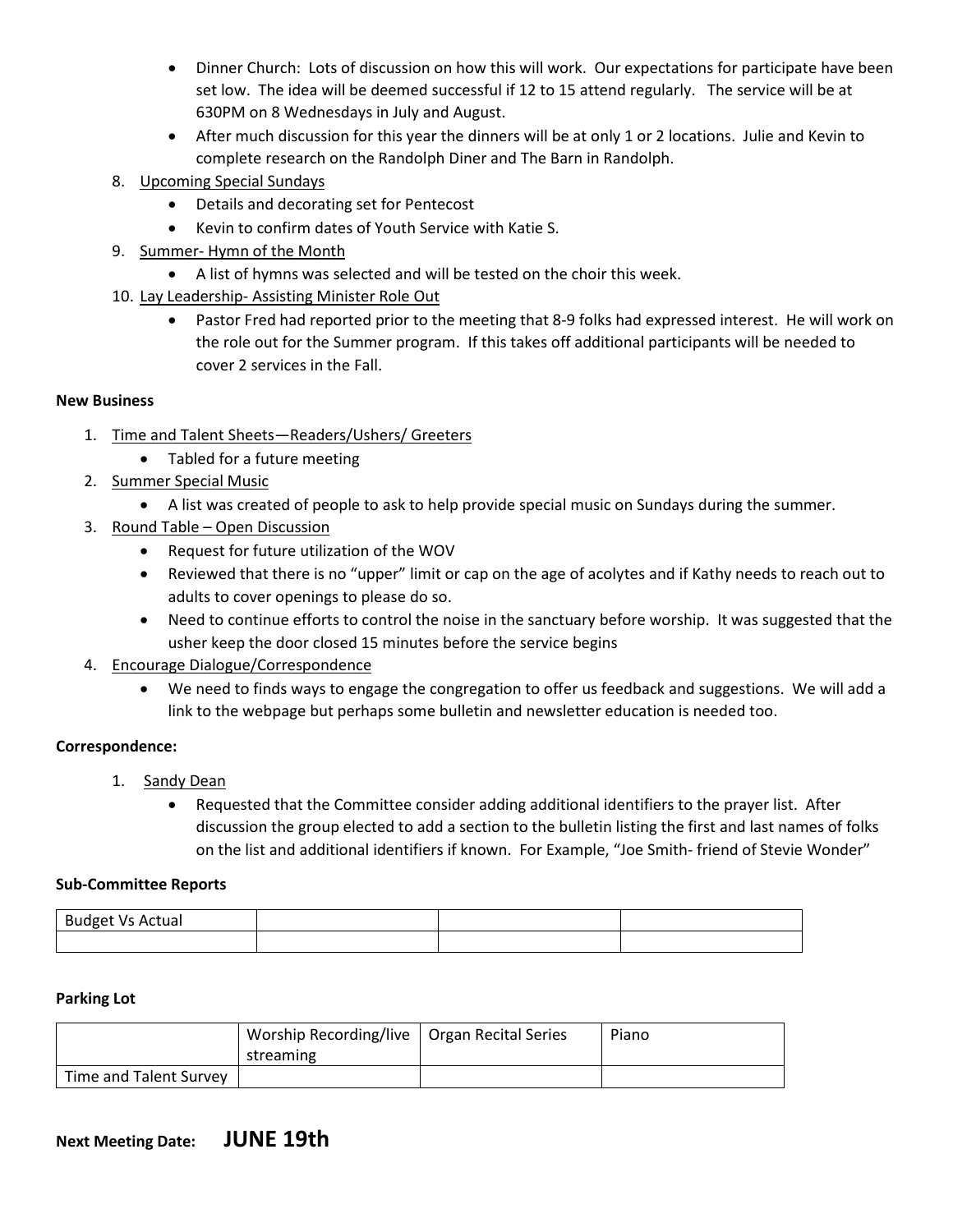- Dinner Church: Lots of discussion on how this will work. Our expectations for participate have been set low. The idea will be deemed successful if 12 to 15 attend regularly. The service will be at 630PM on 8 Wednesdays in July and August.
- After much discussion for this year the dinners will be at only 1 or 2 locations. Julie and Kevin to complete research on the Randolph Diner and The Barn in Randolph.

8. Upcoming Special Sundays
   - Details and decorating set for Pentecost
   - Kevin to confirm dates of Youth Service with Katie S.
9. Summer- Hymn of the Month
   - A list of hymns was selected and will be tested on the choir this week.
10. Lay Leadership- Assisting Minister Role Out
    - Pastor Fred had reported prior to the meeting that 8-9 folks had expressed interest. He will work on the role out for the Summer program. If this takes off additional participants will be needed to cover 2 services in the Fall.

**New Business**

1. Time and Talent Sheets—Readers/Ushers/ Greeters
   - Tabled for a future meeting
2. Summer Special Music
   - A list was created of people to ask to help provide special music on Sundays during the summer.
3. Round Table – Open Discussion
   - Request for future utilization of the WOV
   - Reviewed that there is no "upper" limit or cap on the age of acolytes and if Kathy needs to reach out to adults to cover openings to please do so.
   - Need to continue efforts to control the noise in the sanctuary before worship. It was suggested that the usher keep the door closed 15 minutes before the service begins
4. Encourage Dialogue/Correspondence
   - We need to finds ways to engage the congregation to offer us feedback and suggestions. We will add a link to the webpage but perhaps some bulletin and newsletter education is needed too.

**Correspondence:**

1. Sandy Dean
   - Requested that the Committee consider adding additional identifiers to the prayer list. After discussion the group elected to add a section to the bulletin listing the first and last names of folks on the list and additional identifiers if known. For Example, "Joe Smith- friend of Stevie Wonder"

**Sub-Committee Reports**

| Budget Vs Actual | | | |
|---|---|---|---|
| | | | |

**Parking Lot**

| | Worship Recording/live streaming | Organ Recital Series | Piano |
|---|---|---|---|
| Time and Talent Survey | | | |

**Next Meeting Date: JUNE 19th**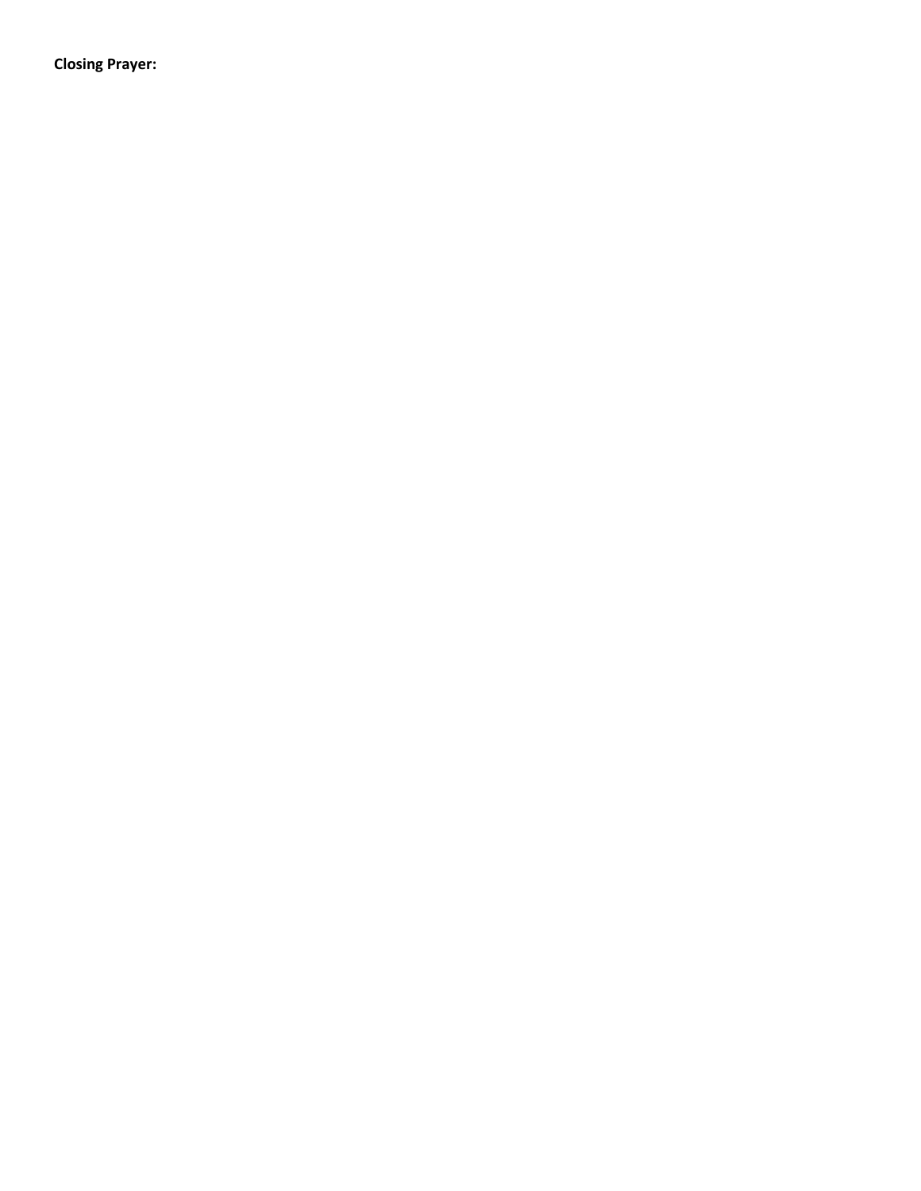**Closing Prayer:**